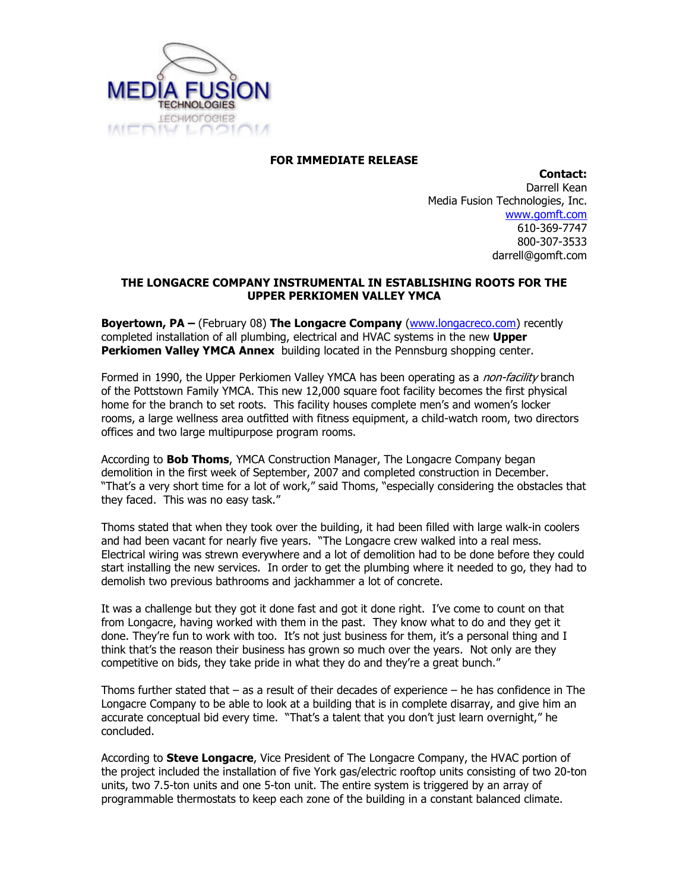**FOR IMMEDIATE RELEASE**

**Contact:**
Darrell Kean
Media Fusion Technologies, Inc.
www.gomft.com
610-369-7747
800-307-3533
darrell@gomft.com

## THE LONGACRE COMPANY INSTRUMENTAL IN ESTABLISHING ROOTS FOR THE UPPER PERKIOMEN VALLEY YMCA

**Boyertown, PA –** (February 08) **The Longacre Company** (www.longacreco.com) recently completed installation of all plumbing, electrical and HVAC systems in the new **Upper Perkiomen Valley YMCA Annex** building located in the Pennsburg shopping center.

Formed in 1990, the Upper Perkiomen Valley YMCA has been operating as a *non-facility* branch of the Pottstown Family YMCA. This new 12,000 square foot facility becomes the first physical home for the branch to set roots. This facility houses complete men's and women's locker rooms, a large wellness area outfitted with fitness equipment, a child-watch room, two directors offices and two large multipurpose program rooms.

According to **Bob Thoms**, YMCA Construction Manager, The Longacre Company began demolition in the first week of September, 2007 and completed construction in December. "That's a very short time for a lot of work," said Thoms, "especially considering the obstacles that they faced. This was no easy task."

Thoms stated that when they took over the building, it had been filled with large walk-in coolers and had been vacant for nearly five years. "The Longacre crew walked into a real mess. Electrical wiring was strewn everywhere and a lot of demolition had to be done before they could start installing the new services. In order to get the plumbing where it needed to go, they had to demolish two previous bathrooms and jackhammer a lot of concrete.

It was a challenge but they got it done fast and got it done right. I've come to count on that from Longacre, having worked with them in the past. They know what to do and they get it done. They're fun to work with too. It's not just business for them, it's a personal thing and I think that's the reason their business has grown so much over the years. Not only are they competitive on bids, they take pride in what they do and they're a great bunch."

Thoms further stated that – as a result of their decades of experience – he has confidence in The Longacre Company to be able to look at a building that is in complete disarray, and give him an accurate conceptual bid every time. "That's a talent that you don't just learn overnight," he concluded.

According to **Steve Longacre**, Vice President of The Longacre Company, the HVAC portion of the project included the installation of five York gas/electric rooftop units consisting of two 20-ton units, two 7.5-ton units and one 5-ton unit. The entire system is triggered by an array of programmable thermostats to keep each zone of the building in a constant balanced climate.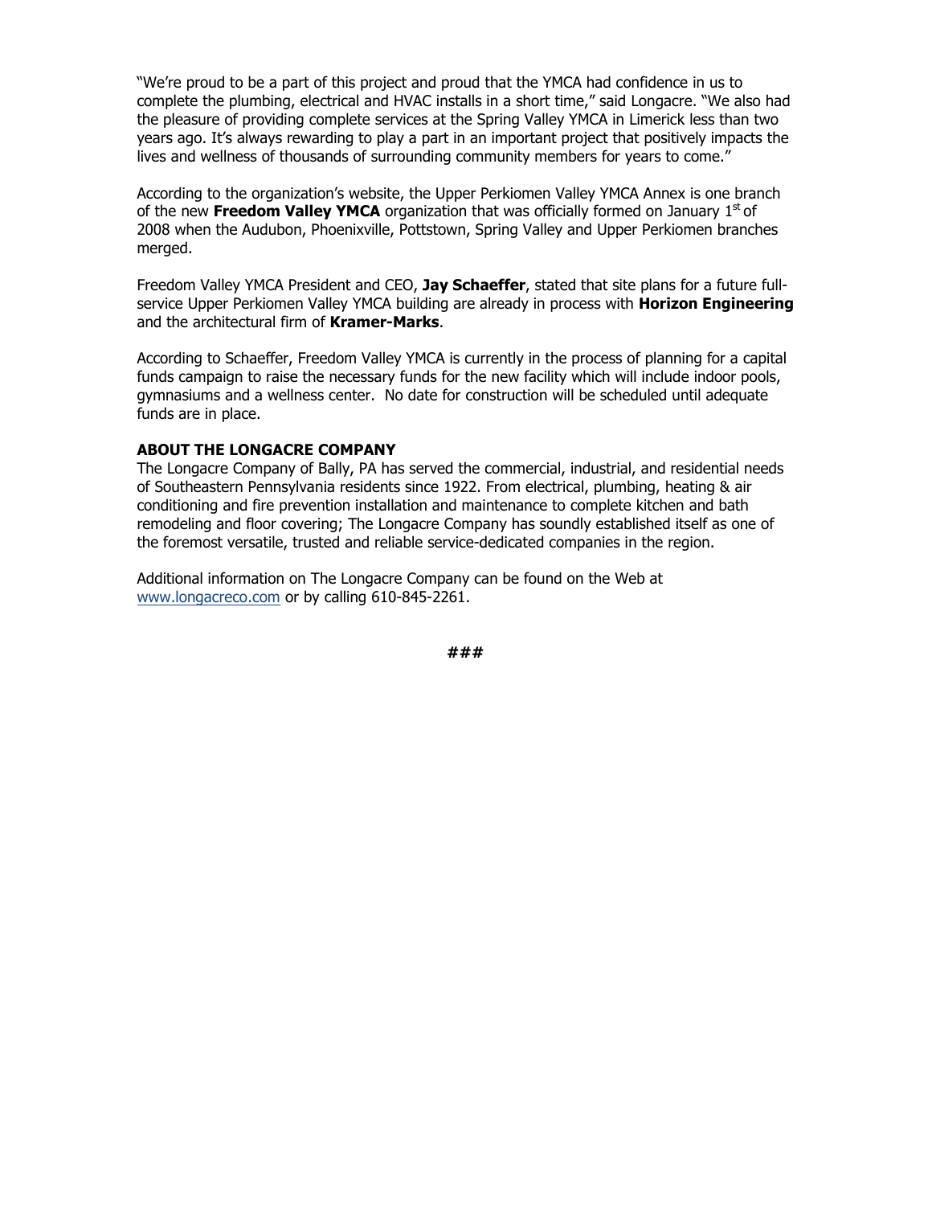"We're proud to be a part of this project and proud that the YMCA had confidence in us to complete the plumbing, electrical and HVAC installs in a short time," said Longacre. "We also had the pleasure of providing complete services at the Spring Valley YMCA in Limerick less than two years ago. It's always rewarding to play a part in an important project that positively impacts the lives and wellness of thousands of surrounding community members for years to come."

According to the organization's website, the Upper Perkiomen Valley YMCA Annex is one branch of the new **Freedom Valley YMCA** organization that was officially formed on January 1st of 2008 when the Audubon, Phoenixville, Pottstown, Spring Valley and Upper Perkiomen branches merged.

Freedom Valley YMCA President and CEO, **Jay Schaeffer**, stated that site plans for a future full-service Upper Perkiomen Valley YMCA building are already in process with **Horizon Engineering** and the architectural firm of **Kramer-Marks**.

According to Schaeffer, Freedom Valley YMCA is currently in the process of planning for a capital funds campaign to raise the necessary funds for the new facility which will include indoor pools, gymnasiums and a wellness center. No date for construction will be scheduled until adequate funds are in place.

**ABOUT THE LONGACRE COMPANY**

The Longacre Company of Bally, PA has served the commercial, industrial, and residential needs of Southeastern Pennsylvania residents since 1922. From electrical, plumbing, heating & air conditioning and fire prevention installation and maintenance to complete kitchen and bath remodeling and floor covering; The Longacre Company has soundly established itself as one of the foremost versatile, trusted and reliable service-dedicated companies in the region.

Additional information on The Longacre Company can be found on the Web at www.longacreco.com or by calling 610-845-2261.

**###**